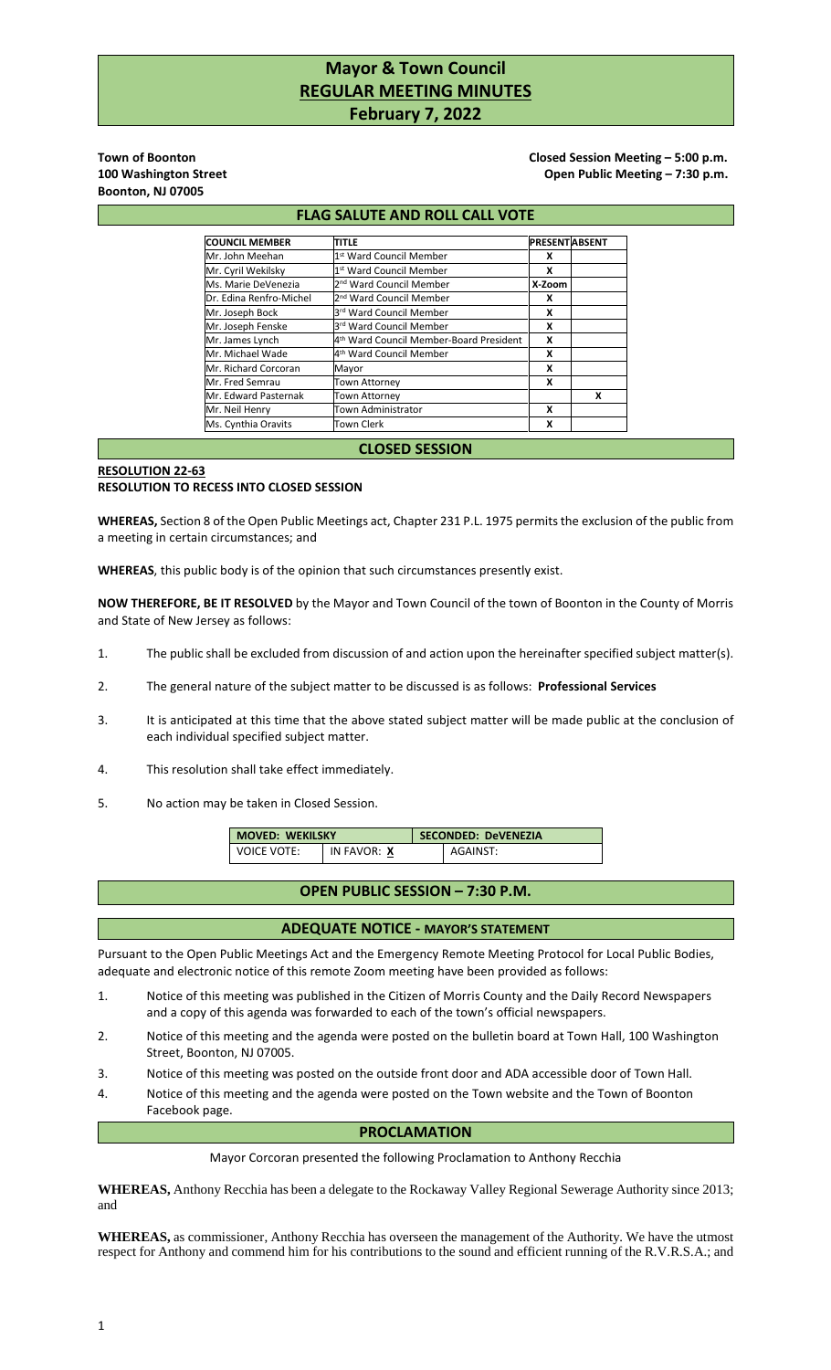# Mayor & Town Council
# REGULAR MEETING MINUTES
# February 7, 2022

**Town of Boonton**
**100 Washington Street**
**Boonton, NJ 07005**

**Closed Session Meeting – 5:00 p.m.**
**Open Public Meeting – 7:30 p.m.**

## FLAG SALUTE AND ROLL CALL VOTE

| COUNCIL MEMBER | TITLE | PRESENT | ABSENT |
|---|---|---|---|
| Mr. John Meehan | 1st Ward Council Member | X | |
| Mr. Cyril Wekilsky | 1st Ward Council Member | X | |
| Ms. Marie DeVenezia | 2nd Ward Council Member | X-Zoom | |
| Dr. Edina Renfro-Michel | 2nd Ward Council Member | X | |
| Mr. Joseph Bock | 3rd Ward Council Member | X | |
| Mr. Joseph Fenske | 3rd Ward Council Member | X | |
| Mr. James Lynch | 4th Ward Council Member-Board President | X | |
| Mr. Michael Wade | 4th Ward Council Member | X | |
| Mr. Richard Corcoran | Mayor | X | |
| Mr. Fred Semrau | Town Attorney | X | |
| Mr. Edward Pasternak | Town Attorney | | X |
| Mr. Neil Henry | Town Administrator | X | |
| Ms. Cynthia Oravits | Town Clerk | X | |

## CLOSED SESSION

**RESOLUTION 22-63**
**RESOLUTION TO RECESS INTO CLOSED SESSION**

**WHEREAS,** Section 8 of the Open Public Meetings act, Chapter 231 P.L. 1975 permits the exclusion of the public from a meeting in certain circumstances; and

**WHEREAS**, this public body is of the opinion that such circumstances presently exist.

**NOW THEREFORE, BE IT RESOLVED** by the Mayor and Town Council of the town of Boonton in the County of Morris and State of New Jersey as follows:

1. The public shall be excluded from discussion of and action upon the hereinafter specified subject matter(s).
2. The general nature of the subject matter to be discussed is as follows: **Professional Services**
3. It is anticipated at this time that the above stated subject matter will be made public at the conclusion of each individual specified subject matter.
4. This resolution shall take effect immediately.
5. No action may be taken in Closed Session.

| MOVED: WEKILSKY | | SECONDED: DeVENEZIA |
|---|---|---|
| VOICE VOTE: | IN FAVOR: X | AGAINST: |

## OPEN PUBLIC SESSION – 7:30 P.M.

## ADEQUATE NOTICE - MAYOR'S STATEMENT

Pursuant to the Open Public Meetings Act and the Emergency Remote Meeting Protocol for Local Public Bodies, adequate and electronic notice of this remote Zoom meeting have been provided as follows:

1. Notice of this meeting was published in the Citizen of Morris County and the Daily Record Newspapers and a copy of this agenda was forwarded to each of the town's official newspapers.
2. Notice of this meeting and the agenda were posted on the bulletin board at Town Hall, 100 Washington Street, Boonton, NJ 07005.
3. Notice of this meeting was posted on the outside front door and ADA accessible door of Town Hall.
4. Notice of this meeting and the agenda were posted on the Town website and the Town of Boonton Facebook page.

## PROCLAMATION

Mayor Corcoran presented the following Proclamation to Anthony Recchia

**WHEREAS,** Anthony Recchia has been a delegate to the Rockaway Valley Regional Sewerage Authority since 2013; and

**WHEREAS,** as commissioner, Anthony Recchia has overseen the management of the Authority. We have the utmost respect for Anthony and commend him for his contributions to the sound and efficient running of the R.V.R.S.A.; and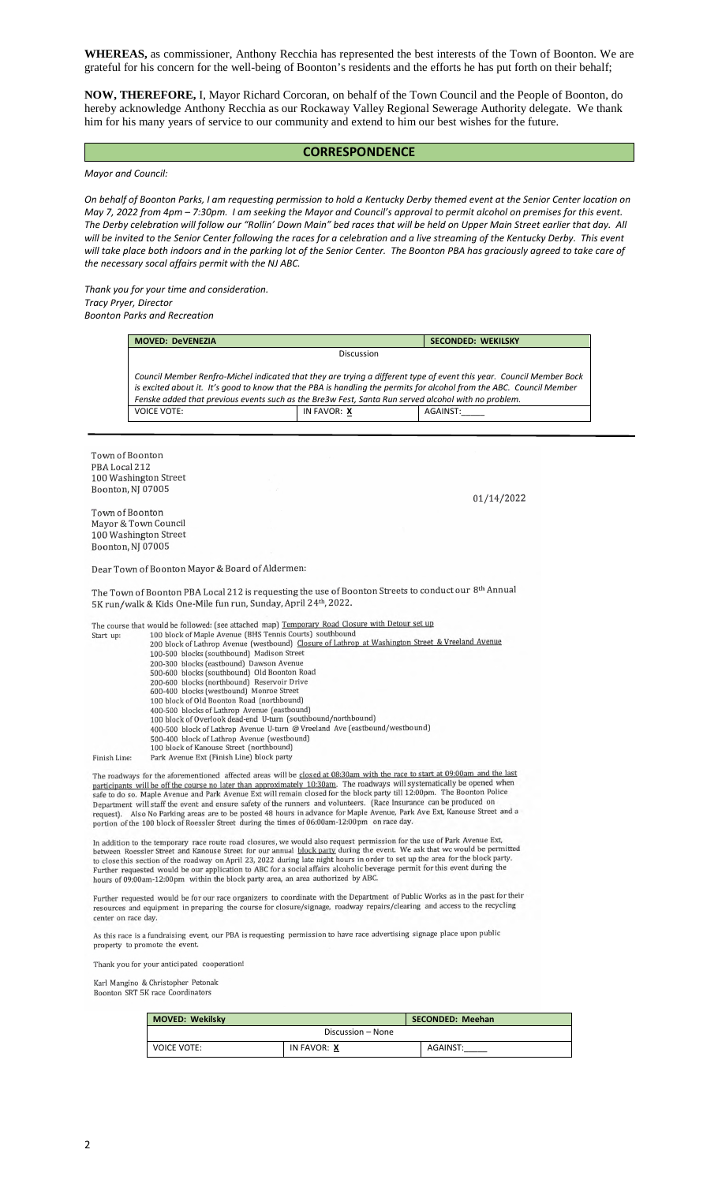**WHEREAS,** as commissioner, Anthony Recchia has represented the best interests of the Town of Boonton. We are grateful for his concern for the well-being of Boonton's residents and the efforts he has put forth on their behalf;

**NOW, THEREFORE,** I, Mayor Richard Corcoran, on behalf of the Town Council and the People of Boonton, do hereby acknowledge Anthony Recchia as our Rockaway Valley Regional Sewerage Authority delegate. We thank him for his many years of service to our community and extend to him our best wishes for the future.

## CORRESPONDENCE

*Mayor and Council:*

*On behalf of Boonton Parks, I am requesting permission to hold a Kentucky Derby themed event at the Senior Center location on May 7, 2022 from 4pm – 7:30pm. I am seeking the Mayor and Council's approval to permit alcohol on premises for this event. The Derby celebration will follow our "Rollin' Down Main" bed races that will be held on Upper Main Street earlier that day. All will be invited to the Senior Center following the races for a celebration and a live streaming of the Kentucky Derby. This event will take place both indoors and in the parking lot of the Senior Center. The Boonton PBA has graciously agreed to take care of the necessary socal affairs permit with the NJ ABC.*

*Thank you for your time and consideration.*
*Tracy Pryer, Director*
*Boonton Parks and Recreation*

| **MOVED: DeVENEZIA** | | **SECONDED: WEKILSKY** |
|---|---|---|
| Discussion | | |
| *Council Member Renfro-Michel indicated that they are trying a different type of event this year. Council Member Bock is excited about it. It's good to know that the PBA is handling the permits for alcohol from the ABC. Council Member Fenske added that previous events such as the Bre3w Fest, Santa Run served alcohol with no problem.* | | |
| VOICE VOTE: | IN FAVOR: **X** | AGAINST:_____ |

Town of Boonton
PBA Local 212
100 Washington Street
Boonton, NJ 07005

01/14/2022

Town of Boonton
Mayor & Town Council
100 Washington Street
Boonton, NJ 07005

Dear Town of Boonton Mayor & Board of Aldermen:

The Town of Boonton PBA Local 212 is requesting the use of Boonton Streets to conduct our 8th Annual 5K run/walk & Kids One-Mile fun run, Sunday, April 24th, 2022.

The course that would be followed: (see attached map) Temporary Road Closure with Detour set up

Start up: 100 block of Maple Avenue (BHS Tennis Courts) southbound
200 block of Lathrop Avenue (westbound) Closure of Lathrop at Washington Street & Vreeland Avenue
100-500 blocks (southbound) Madison Street
200-300 blocks (eastbound) Dawson Avenue
500-600 blocks (southbound) Old Boonton Road
200-600 blocks (northbound) Reservoir Drive
600-400 blocks (westbound) Monroe Street
100 block of Old Boonton Road (northbound)
400-500 blocks of Lathrop Avenue (eastbound)
100 block of Overlook dead-end U-turn (southbound/northbound)
400-500 block of Lathrop Avenue U-turn @ Vreeland Ave (eastbound/westbound)
500-400 block of Lathrop Avenue (westbound)
100 block of Kanouse Street (northbound)
Finish Line: Park Avenue Ext (Finish Line) block party

The roadways for the aforementioned affected areas will be closed at 08:30am with the race to start at 09:00am and the last participants will be off the course no later than approximately 10:30am. The roadways will systematically be opened when safe to do so. Maple Avenue and Park Avenue Ext will remain closed for the block party till 12:00pm. The Boonton Police Department will staff the event and ensure safety of the runners and volunteers. (Race Insurance can be produced on request). Also No Parking areas are to be posted 48 hours in advance for Maple Avenue, Park Ave Ext, Kanouse Street and a portion of the 100 block of Roessler Street during the times of 06:00am-12:00pm on race day.

In addition to the temporary race route road closures, we would also request permission for the use of Park Avenue Ext, between Roessler Street and Kanouse Street for our annual block party during the event. We ask that we would be permitted to close this section of the roadway on April 23, 2022 during late night hours in order to set up the area for the block party. Further requested would be our application to ABC for a social affairs alcoholic beverage permit for this event during the hours of 09:00am-12:00pm within the block party area, an area authorized by ABC.

Further requested would be for our race organizers to coordinate with the Department of Public Works as in the past for their resources and equipment in preparing the course for closure/signage, roadway repairs/clearing and access to the recycling center on race day.

As this race is a fundraising event, our PBA is requesting permission to have race advertising signage place upon public property to promote the event.

Thank you for your anticipated cooperation!

Karl Mangino & Christopher Petonak
Boonton SRT 5K race Coordinators

| **MOVED: Wekilsky** | | **SECONDED: Meehan** |
|---|---|---|
| Discussion – None | | |
| VOICE VOTE: | IN FAVOR: **X** | AGAINST:_____ |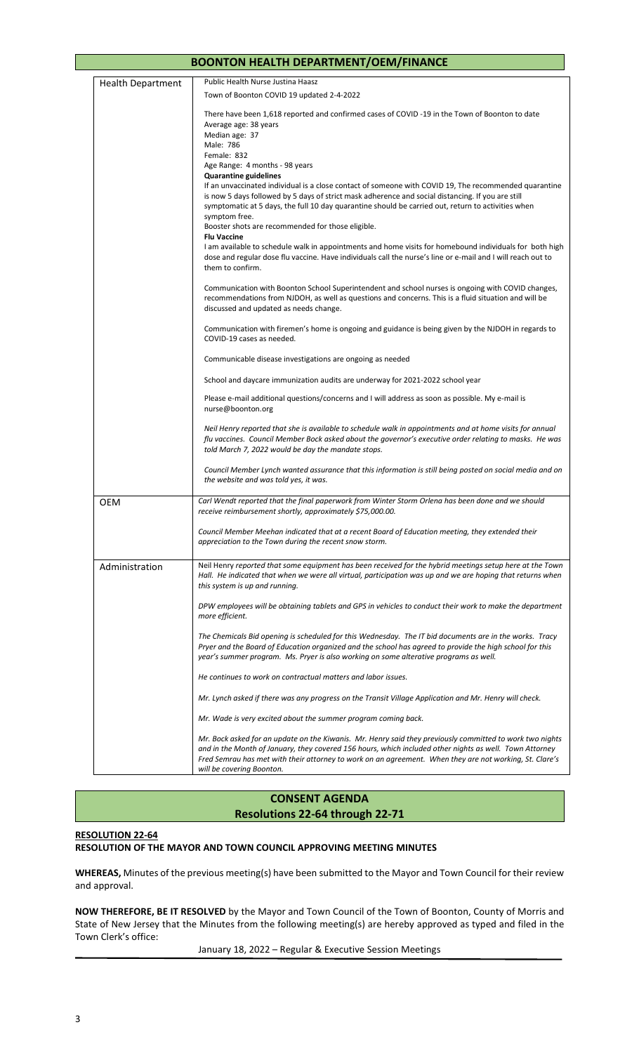## BOONTON HEALTH DEPARTMENT/OEM/FINANCE

| | |
|---|---|
| Health Department | Public Health Nurse Justina Haasz<br><br>Town of Boonton COVID 19 updated 2-4-2022<br><br>There have been 1,618 reported and confirmed cases of COVID -19 in the Town of Boonton to date<br>Average age: 38 years<br>Median age: 37<br>Male: 786<br>Female: 832<br>Age Range: 4 months - 98 years<br>**Quarantine guidelines**<br>If an unvaccinated individual is a close contact of someone with COVID 19, The recommended quarantine is now 5 days followed by 5 days of strict mask adherence and social distancing. If you are still symptomatic at 5 days, the full 10 day quarantine should be carried out, return to activities when symptom free.<br>Booster shots are recommended for those eligible.<br>**Flu Vaccine**<br>I am available to schedule walk in appointments and home visits for homebound individuals for both high dose and regular dose flu vaccine. Have individuals call the nurse's line or e-mail and I will reach out to them to confirm.<br><br>Communication with Boonton School Superintendent and school nurses is ongoing with COVID changes, recommendations from NJDOH, as well as questions and concerns. This is a fluid situation and will be discussed and updated as needs change.<br><br>Communication with firemen's home is ongoing and guidance is being given by the NJDOH in regards to COVID-19 cases as needed.<br><br>Communicable disease investigations are ongoing as needed<br><br>School and daycare immunization audits are underway for 2021-2022 school year<br><br>Please e-mail additional questions/concerns and I will address as soon as possible. My e-mail is nurse@boonton.org<br><br>*Neil Henry reported that she is available to schedule walk in appointments and at home visits for annual flu vaccines. Council Member Bock asked about the governor's executive order relating to masks. He was told March 7, 2022 would be day the mandate stops.*<br><br>*Council Member Lynch wanted assurance that this information is still being posted on social media and on the website and was told yes, it was.* |
| OEM | *Carl Wendt reported that the final paperwork from Winter Storm Orlena has been done and we should receive reimbursement shortly, approximately $75,000.00.*<br><br>*Council Member Meehan indicated that at a recent Board of Education meeting, they extended their appreciation to the Town during the recent snow storm.* |
| Administration | Neil Henry *reported that some equipment has been received for the hybrid meetings setup here at the Town Hall. He indicated that when we were all virtual, participation was up and we are hoping that returns when this system is up and running.*<br><br>*DPW employees will be obtaining tablets and GPS in vehicles to conduct their work to make the department more efficient.*<br><br>*The Chemicals Bid opening is scheduled for this Wednesday. The IT bid documents are in the works. Tracy Pryer and the Board of Education organized and the school has agreed to provide the high school for this year's summer program. Ms. Pryer is also working on some alterative programs as well.*<br><br>*He continues to work on contractual matters and labor issues.*<br><br>*Mr. Lynch asked if there was any progress on the Transit Village Application and Mr. Henry will check.*<br><br>*Mr. Wade is very excited about the summer program coming back.*<br><br>*Mr. Bock asked for an update on the Kiwanis. Mr. Henry said they previously committed to work two nights and in the Month of January, they covered 156 hours, which included other nights as well. Town Attorney Fred Semrau has met with their attorney to work on an agreement. When they are not working, St. Clare's will be covering Boonton.* |

## CONSENT AGENDA
## Resolutions 22-64 through 22-71

**RESOLUTION 22-64**
**RESOLUTION OF THE MAYOR AND TOWN COUNCIL APPROVING MEETING MINUTES**

**WHEREAS,** Minutes of the previous meeting(s) have been submitted to the Mayor and Town Council for their review and approval.

**NOW THEREFORE, BE IT RESOLVED** by the Mayor and Town Council of the Town of Boonton, County of Morris and State of New Jersey that the Minutes from the following meeting(s) are hereby approved as typed and filed in the Town Clerk's office:

January 18, 2022 – Regular & Executive Session Meetings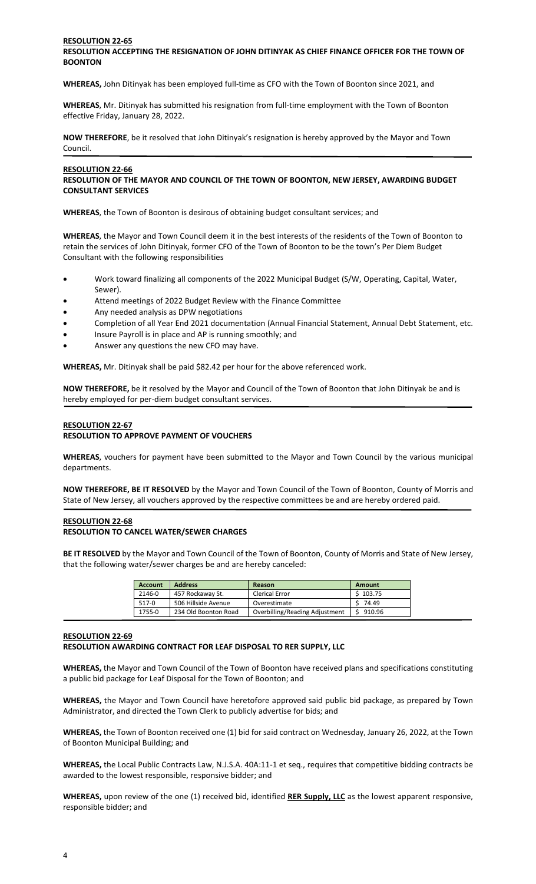**RESOLUTION 22-65**
**RESOLUTION ACCEPTING THE RESIGNATION OF JOHN DITINYAK AS CHIEF FINANCE OFFICER FOR THE TOWN OF BOONTON**

**WHEREAS,** John Ditinyak has been employed full-time as CFO with the Town of Boonton since 2021, and

**WHEREAS**, Mr. Ditinyak has submitted his resignation from full-time employment with the Town of Boonton effective Friday, January 28, 2022.

**NOW THEREFORE**, be it resolved that John Ditinyak's resignation is hereby approved by the Mayor and Town Council.

---

**RESOLUTION 22-66**
**RESOLUTION OF THE MAYOR AND COUNCIL OF THE TOWN OF BOONTON, NEW JERSEY, AWARDING BUDGET CONSULTANT SERVICES**

**WHEREAS**, the Town of Boonton is desirous of obtaining budget consultant services; and

**WHEREAS**, the Mayor and Town Council deem it in the best interests of the residents of the Town of Boonton to retain the services of John Ditinyak, former CFO of the Town of Boonton to be the town's Per Diem Budget Consultant with the following responsibilities

- Work toward finalizing all components of the 2022 Municipal Budget (S/W, Operating, Capital, Water, Sewer).
- Attend meetings of 2022 Budget Review with the Finance Committee
- Any needed analysis as DPW negotiations
- Completion of all Year End 2021 documentation (Annual Financial Statement, Annual Debt Statement, etc.
- Insure Payroll is in place and AP is running smoothly; and
- Answer any questions the new CFO may have.

**WHEREAS,** Mr. Ditinyak shall be paid $82.42 per hour for the above referenced work.

**NOW THEREFORE,** be it resolved by the Mayor and Council of the Town of Boonton that John Ditinyak be and is hereby employed for per-diem budget consultant services.

---

**RESOLUTION 22-67**
**RESOLUTION TO APPROVE PAYMENT OF VOUCHERS**

**WHEREAS**, vouchers for payment have been submitted to the Mayor and Town Council by the various municipal departments.

**NOW THEREFORE, BE IT RESOLVED** by the Mayor and Town Council of the Town of Boonton, County of Morris and State of New Jersey, all vouchers approved by the respective committees be and are hereby ordered paid.

---

**RESOLUTION 22-68**
**RESOLUTION TO CANCEL WATER/SEWER CHARGES**

**BE IT RESOLVED** by the Mayor and Town Council of the Town of Boonton, County of Morris and State of New Jersey, that the following water/sewer charges be and are hereby canceled:

| Account | Address | Reason | Amount |
|---|---|---|---|
| 2146-0 | 457 Rockaway St. | Clerical Error | $ 103.75 |
| 517-0 | 506 Hillside Avenue | Overestimate | $ 74.49 |
| 1755-0 | 234 Old Boonton Road | Overbilling/Reading Adjustment | $ 910.96 |

---

**RESOLUTION 22-69**
**RESOLUTION AWARDING CONTRACT FOR LEAF DISPOSAL TO RER SUPPLY, LLC**

**WHEREAS,** the Mayor and Town Council of the Town of Boonton have received plans and specifications constituting a public bid package for Leaf Disposal for the Town of Boonton; and

**WHEREAS,** the Mayor and Town Council have heretofore approved said public bid package, as prepared by Town Administrator, and directed the Town Clerk to publicly advertise for bids; and

**WHEREAS,** the Town of Boonton received one (1) bid for said contract on Wednesday, January 26, 2022, at the Town of Boonton Municipal Building; and

**WHEREAS,** the Local Public Contracts Law, N.J.S.A. 40A:11-1 et seq., requires that competitive bidding contracts be awarded to the lowest responsible, responsive bidder; and

**WHEREAS,** upon review of the one (1) received bid, identified **RER Supply, LLC** as the lowest apparent responsive, responsible bidder; and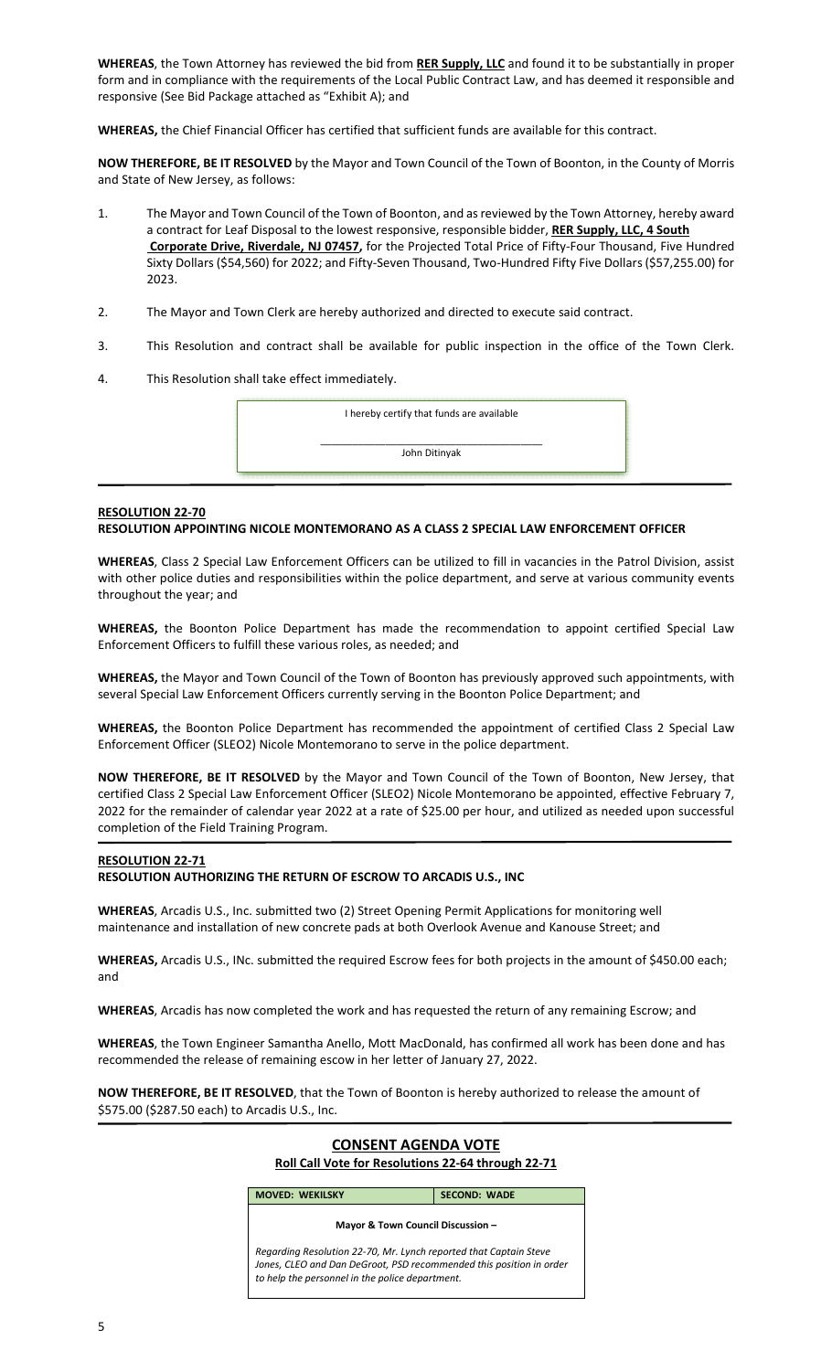**WHEREAS**, the Town Attorney has reviewed the bid from **RER Supply, LLC** and found it to be substantially in proper form and in compliance with the requirements of the Local Public Contract Law, and has deemed it responsible and responsive (See Bid Package attached as "Exhibit A); and

**WHEREAS,** the Chief Financial Officer has certified that sufficient funds are available for this contract.

**NOW THEREFORE, BE IT RESOLVED** by the Mayor and Town Council of the Town of Boonton, in the County of Morris and State of New Jersey, as follows:

1. The Mayor and Town Council of the Town of Boonton, and as reviewed by the Town Attorney, hereby award a contract for Leaf Disposal to the lowest responsive, responsible bidder, **RER Supply, LLC, 4 South Corporate Drive, Riverdale, NJ 07457,** for the Projected Total Price of Fifty-Four Thousand, Five Hundred Sixty Dollars ($54,560) for 2022; and Fifty-Seven Thousand, Two-Hundred Fifty Five Dollars ($57,255.00) for 2023.

2. The Mayor and Town Clerk are hereby authorized and directed to execute said contract.

3. This Resolution and contract shall be available for public inspection in the office of the Town Clerk.

4. This Resolution shall take effect immediately.

I hereby certify that funds are available

\_\_\_\_\_\_\_\_\_\_\_\_\_\_\_\_\_\_\_\_\_\_\_\_\_\_\_\_\_\_\_\_\_\_\_\_

John Ditinyak

---

**RESOLUTION 22-70**

**RESOLUTION APPOINTING NICOLE MONTEMORANO AS A CLASS 2 SPECIAL LAW ENFORCEMENT OFFICER**

**WHEREAS**, Class 2 Special Law Enforcement Officers can be utilized to fill in vacancies in the Patrol Division, assist with other police duties and responsibilities within the police department, and serve at various community events throughout the year; and

**WHEREAS,** the Boonton Police Department has made the recommendation to appoint certified Special Law Enforcement Officers to fulfill these various roles, as needed; and

**WHEREAS,** the Mayor and Town Council of the Town of Boonton has previously approved such appointments, with several Special Law Enforcement Officers currently serving in the Boonton Police Department; and

**WHEREAS,** the Boonton Police Department has recommended the appointment of certified Class 2 Special Law Enforcement Officer (SLEO2) Nicole Montemorano to serve in the police department.

**NOW THEREFORE, BE IT RESOLVED** by the Mayor and Town Council of the Town of Boonton, New Jersey, that certified Class 2 Special Law Enforcement Officer (SLEO2) Nicole Montemorano be appointed, effective February 7, 2022 for the remainder of calendar year 2022 at a rate of $25.00 per hour, and utilized as needed upon successful completion of the Field Training Program.

---

**RESOLUTION 22-71**

**RESOLUTION AUTHORIZING THE RETURN OF ESCROW TO ARCADIS U.S., INC**

**WHEREAS**, Arcadis U.S., Inc. submitted two (2) Street Opening Permit Applications for monitoring well maintenance and installation of new concrete pads at both Overlook Avenue and Kanouse Street; and

**WHEREAS,** Arcadis U.S., INc. submitted the required Escrow fees for both projects in the amount of $450.00 each; and

**WHEREAS**, Arcadis has now completed the work and has requested the return of any remaining Escrow; and

**WHEREAS**, the Town Engineer Samantha Anello, Mott MacDonald, has confirmed all work has been done and has recommended the release of remaining escow in her letter of January 27, 2022.

**NOW THEREFORE, BE IT RESOLVED**, that the Town of Boonton is hereby authorized to release the amount of $575.00 ($287.50 each) to Arcadis U.S., Inc.

---

## CONSENT AGENDA VOTE

**Roll Call Vote for Resolutions 22-64 through 22-71**

| **MOVED: WEKILSKY** | **SECOND: WADE** |
|---|---|

**Mayor & Town Council Discussion –**

*Regarding Resolution 22-70, Mr. Lynch reported that Captain Steve Jones, CLEO and Dan DeGroot, PSD recommended this position in order to help the personnel in the police department.*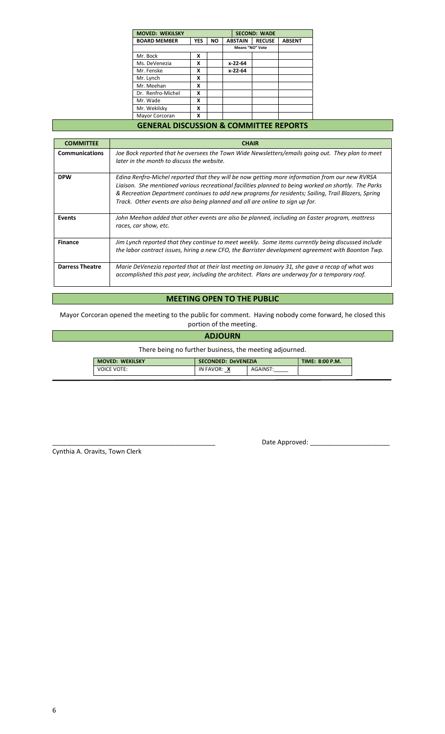| MOVED: WEKILSKY | | | SECOND: WADE | | |
|---|---|---|---|---|---|
| BOARD MEMBER | YES | NO | ABSTAIN | RECUSE | ABSENT |
| | | | Means "NO" Vote | | |
| Mr. Bock | X | | | | |
| Ms. DeVenezia | X | | x-22-64 | | |
| Mr. Fenske | X | | x-22-64 | | |
| Mr. Lynch | X | | | | |
| Mr. Meehan | X | | | | |
| Dr. Renfro-Michel | X | | | | |
| Mr. Wade | X | | | | |
| Mr. Wekilsky | X | | | | |
| Mayor Corcoran | X | | | | |

## GENERAL DISCUSSION & COMMITTEE REPORTS

| COMMITTEE | CHAIR |
|---|---|
| Communications | *Joe Bock reported that he oversees the Town Wide Newsletters/emails going out. They plan to meet later in the month to discuss the website.* |
| DPW | *Edina Renfro-Michel reported that they will be now getting more information from our new RVRSA Liaison. She mentioned various recreational facilities planned to being worked on shortly. The Parks & Recreation Department continues to add new programs for residents; Sailing, Trail Blazers, Spring Track. Other events are also being planned and all are online to sign up for.* |
| Events | *John Meehan added that other events are also be planned, including an Easter program, mattress races, car show, etc.* |
| Finance | *Jim Lynch reported that they continue to meet weekly. Some items currently being discussed include the labor contract issues, hiring a new CFO, the Barrister development agreement with Boonton Twp.* |
| Darress Theatre | *Marie DeVenezia reported that at their last meeting on January 31, she gave a recap of what was accomplished this past year, including the architect. Plans are underway for a temporary roof.* |

## MEETING OPEN TO THE PUBLIC

Mayor Corcoran opened the meeting to the public for comment. Having nobody come forward, he closed this portion of the meeting.

## ADJOURN

There being no further business, the meeting adjourned.

| MOVED: WEKILSKY | SECONDED: DeVENEZIA | | TIME: 8:00 P.M. |
|---|---|---|---|
| VOICE VOTE: | IN FAVOR: X | AGAINST: _____ | |

_____________________________________________ Date Approved: _____________________

Cynthia A. Oravits, Town Clerk